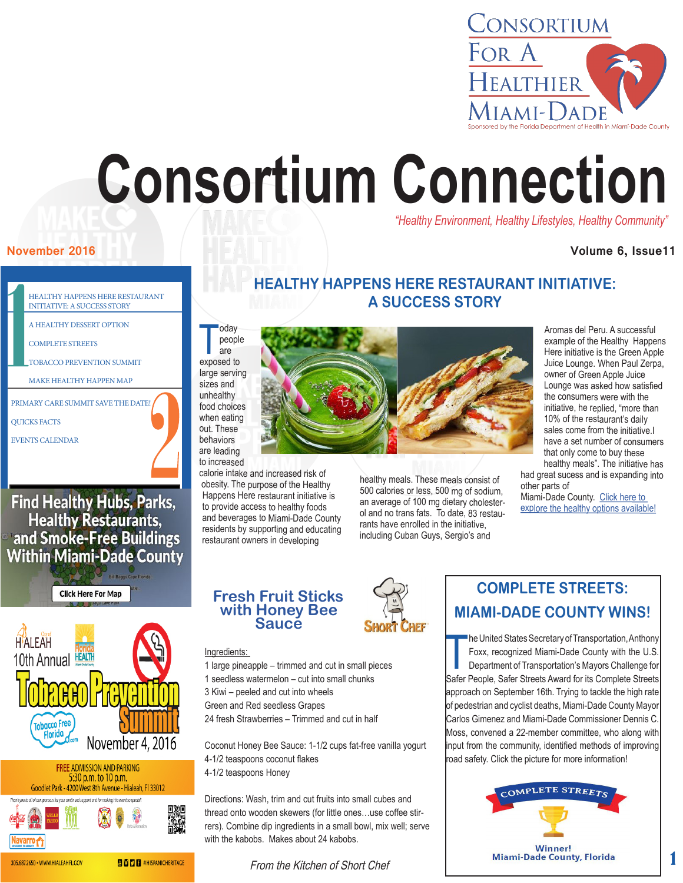CONSORTIUM FOR A HEALTHIER MIAMI-DADE

Sponsored by the Florida Department of Health in Miami-Dade County

# Consortium Connection

*"Healthy Environment, Healthy Lifestyles, Healthy Community"*

November 2016

Volume 6, Issue11

**1**

- HEALTHY HAPPENS HERE RESTAURANT INITIATIVE: A SUCCESS STORY
- A HEALTHY DESSERT OPTION
- COMPLETE STREETS
- TOBACCO PREVENTION SUMMIT
- MAKE HEALTHY HAPPEN MAP

**2**

- PRIMARY CARE SUMMIT SAVE THE DATE!
- QUICKS FACTS
- EVENTS CALENDAR

**Find Healthy Hubs, Parks, Healthy Restaurants, and Smoke-Free Buildings Within Miami-Dade County**

Click Here For Map

City of Hialeah / Florida Health Miami-Dade County

**10th Annual Tobacco Prevention Summit**

Tobacco Free Florida

November 4, 2016

FREE ADMISSION AND PARKING
5:30 p.m. to 10 p.m.
Goodlet Park - 4200 West 8th Avenue - Hialeah, Fl 33012

Thank you to all of our sponsors for your continued support and for making this event so special!

305.687.2650 • WWW.HIALEAHFL.GOV #HISPANICHERITAGE

## HEALTHY HAPPENS HERE RESTAURANT INITIATIVE: A SUCCESS STORY

Today people are exposed to large serving sizes and unhealthy food choices when eating out. These behaviors are leading to increased calorie intake and increased risk of obesity. The purpose of the Healthy Happens Here restaurant initiative is to provide access to healthy foods and beverages to Miami-Dade County residents by supporting and educating restaurant owners in developing healthy meals. These meals consist of 500 calories or less, 500 mg of sodium, an average of 100 mg dietary cholesterol and no trans fats. To date, 83 restaurants have enrolled in the initiative, including Cuban Guys, Sergio's and Aromas del Peru. A successful example of the Healthy Happens Here initiative is the Green Apple Juice Lounge. When Paul Zerpa, owner of Green Apple Juice Lounge was asked how satisfied the consumers were with the initiative, he replied, "more than 10% of the restaurant's daily sales come from the initiative.I have a set number of consumers that only come to buy these healthy meals". The initiative has had great sucess and is expanding into other parts of Miami-Dade County. Click here to explore the healthy options available!

## Fresh Fruit Sticks with Honey Bee Sauce

SHORT CHEF

Ingredients:

1 large pineapple – trimmed and cut in small pieces
1 seedless watermelon – cut into small chunks
3 Kiwi – peeled and cut into wheels
Green and Red seedless Grapes
24 fresh Strawberries – Trimmed and cut in half

Coconut Honey Bee Sauce: 1-1/2 cups fat-free vanilla yogurt
4-1/2 teaspoons coconut flakes
4-1/2 teaspoons Honey

Directions: Wash, trim and cut fruits into small cubes and thread onto wooden skewers (for little ones…use coffee stirrers). Combine dip ingredients in a small bowl, mix well; serve with the kabobs. Makes about 24 kabobs.

*From the Kitchen of Short Chef*

## COMPLETE STREETS: MIAMI-DADE COUNTY WINS!

The United States Secretary of Transportation, Anthony Foxx, recognized Miami-Dade County with the U.S. Department of Transportation's Mayors Challenge for Safer People, Safer Streets Award for its Complete Streets approach on September 16th. Trying to tackle the high rate of pedestrian and cyclist deaths, Miami-Dade County Mayor Carlos Gimenez and Miami-Dade Commissioner Dennis C. Moss, convened a 22-member committee, who along with input from the community, identified methods of improving road safety. Click the picture for more information!

COMPLETE STREETS
Winner!
Miami-Dade County, Florida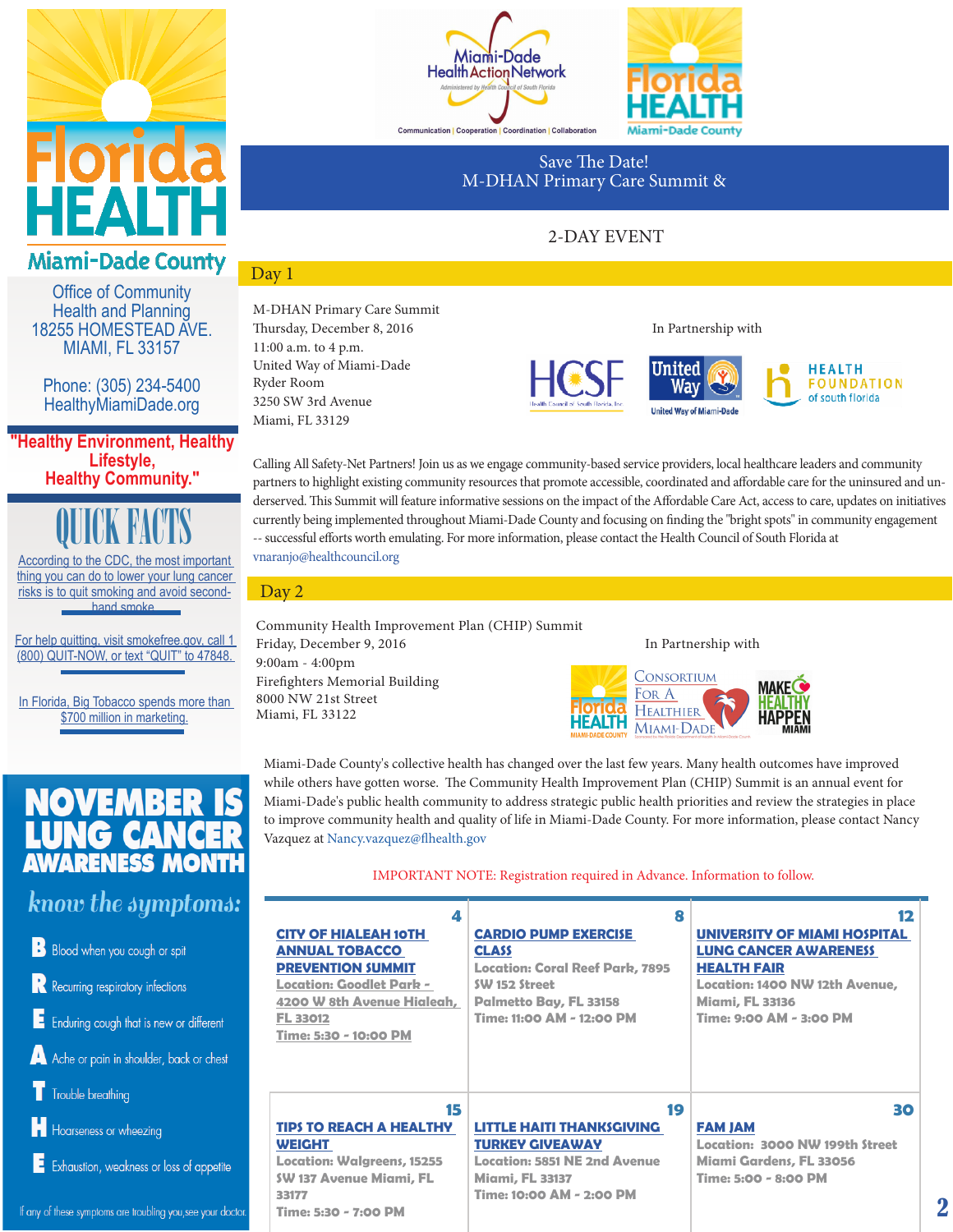Florida HEALTH

Miami-Dade County

Office of Community Health and Planning
18255 HOMESTEAD AVE.
MIAMI, FL 33157

Phone: (305) 234-5400
HealthyMiamiDade.org

**"Healthy Environment, Healthy Lifestyle, Healthy Community."**

## QUICK FACTS

According to the CDC, the most important thing you can do to lower your lung cancer risks is to quit smoking and avoid second-hand smoke.

For help quitting, visit smokefree.gov, call 1 (800) QUIT-NOW, or text "QUIT" to 47848.

In Florida, Big Tobacco spends more than $700 million in marketing.

## NOVEMBER IS LUNG CANCER AWARENESS MONTH

*know the symptoms:*

- **B** Blood when you cough or spit
- **R** Recurring respiratory infections
- **E** Enduring cough that is new or different
- **A** Ache or pain in shoulder, back or chest
- **T** Trouble breathing
- **H** Hoarseness or wheezing
- **E** Exhaustion, weakness or loss of appetite

If any of these symptoms are troubling you, see your doctor.

Miami-Dade Health Action Network
Administered by Health Council of South Florida
Communication | Cooperation | Coordination | Collaboration

Florida HEALTH Miami-Dade County

## Save The Date!
## M-DHAN Primary Care Summit &

2-DAY EVENT

### Day 1

M-DHAN Primary Care Summit
Thursday, December 8, 2016
11:00 a.m. to 4 p.m.
United Way of Miami-Dade
Ryder Room
3250 SW 3rd Avenue
Miami, FL 33129

In Partnership with

HCSF Health Council of South Florida, Inc. | United Way of Miami-Dade | Health Foundation of south florida

Calling All Safety-Net Partners! Join us as we engage community-based service providers, local healthcare leaders and community partners to highlight existing community resources that promote accessible, coordinated and affordable care for the uninsured and underserved. This Summit will feature informative sessions on the impact of the Affordable Care Act, access to care, updates on initiatives currently being implemented throughout Miami-Dade County and focusing on finding the "bright spots" in community engagement -- successful efforts worth emulating. For more information, please contact the Health Council of South Florida at vnaranjo@healthcouncil.org

### Day 2

Community Health Improvement Plan (CHIP) Summit
Friday, December 9, 2016
9:00am - 4:00pm
Firefighters Memorial Building
8000 NW 21st Street
Miami, FL 33122

In Partnership with

Florida HEALTH Miami-Dade County | Consortium For A Healthier Miami-Dade | Make Healthy Happen Miami

Miami-Dade County's collective health has changed over the last few years. Many health outcomes have improved while others have gotten worse. The Community Health Improvement Plan (CHIP) Summit is an annual event for Miami-Dade's public health community to address strategic public health priorities and review the strategies in place to improve community health and quality of life in Miami-Dade County. For more information, please contact Nancy Vazquez at Nancy.vazquez@flhealth.gov

IMPORTANT NOTE: Registration required in Advance. Information to follow.

| | | |
|---|---|---|
| **4** **CITY OF HIALEAH 10TH ANNUAL TOBACCO PREVENTION SUMMIT** Location: Goodlet Park - 4200 W 8th Avenue Hialeah, FL 33012 Time: 5:30 - 10:00 PM | **8** **CARDIO PUMP EXERCISE CLASS** Location: Coral Reef Park, 7895 SW 152 Street Palmetto Bay, FL 33158 Time: 11:00 AM - 12:00 PM | **12** **UNIVERSITY OF MIAMI HOSPITAL LUNG CANCER AWARENESS HEALTH FAIR** Location: 1400 NW 12th Avenue, Miami, FL 33136 Time: 9:00 AM - 3:00 PM |
| **15** **TIPS TO REACH A HEALTHY WEIGHT** Location: Walgreens, 15255 SW 137 Avenue Miami, FL 33177 Time: 5:30 - 7:00 PM | **19** **LITTLE HAITI THANKSGIVING TURKEY GIVEAWAY** Location: 5851 NE 2nd Avenue Miami, FL 33137 Time: 10:00 AM - 2:00 PM | **30** **FAM JAM** Location: 3000 NW 199th Street Miami Gardens, FL 33056 Time: 5:00 - 8:00 PM |